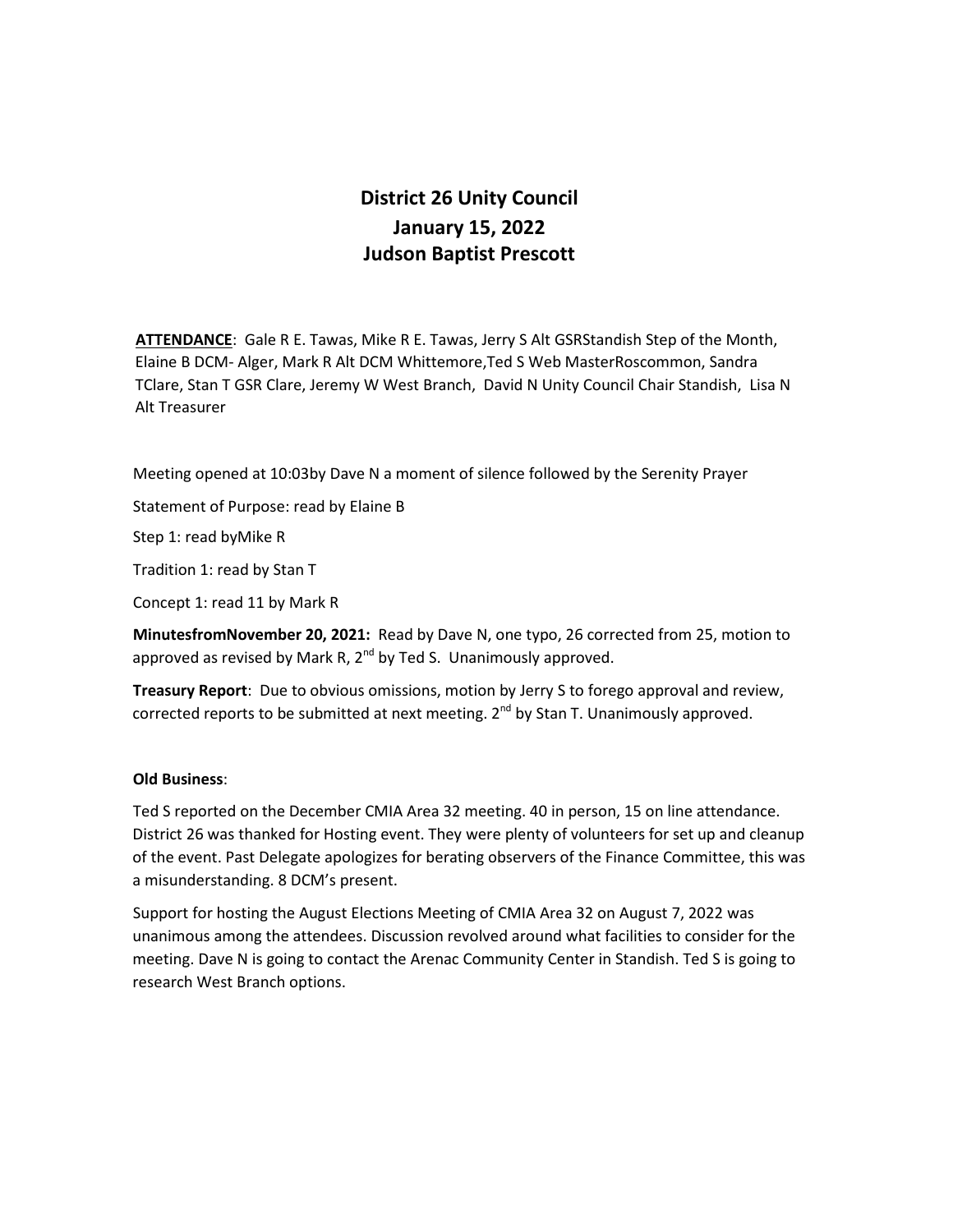# District 26 Unity Council
## January 15, 2022
## Judson Baptist Prescott

**ATTENDANCE**: Gale R E. Tawas, Mike R E. Tawas, Jerry S Alt GSRStandish Step of the Month, Elaine B DCM- Alger, Mark R Alt DCM Whittemore,Ted S Web MasterRoscommon, Sandra TClare, Stan T GSR Clare, Jeremy W West Branch, David N Unity Council Chair Standish, Lisa N Alt Treasurer

Meeting opened at 10:03by Dave N a moment of silence followed by the Serenity Prayer

Statement of Purpose: read by Elaine B

Step 1: read byMike R

Tradition 1: read by Stan T

Concept 1: read 11 by Mark R

**MinutesfromNovember 20, 2021:** Read by Dave N, one typo, 26 corrected from 25, motion to approved as revised by Mark R, 2nd by Ted S. Unanimously approved.

**Treasury Report**: Due to obvious omissions, motion by Jerry S to forego approval and review, corrected reports to be submitted at next meeting. 2nd by Stan T. Unanimously approved.

**Old Business**:

Ted S reported on the December CMIA Area 32 meeting. 40 in person, 15 on line attendance. District 26 was thanked for Hosting event. They were plenty of volunteers for set up and cleanup of the event. Past Delegate apologizes for berating observers of the Finance Committee, this was a misunderstanding. 8 DCM's present.

Support for hosting the August Elections Meeting of CMIA Area 32 on August 7, 2022 was unanimous among the attendees. Discussion revolved around what facilities to consider for the meeting. Dave N is going to contact the Arenac Community Center in Standish. Ted S is going to research West Branch options.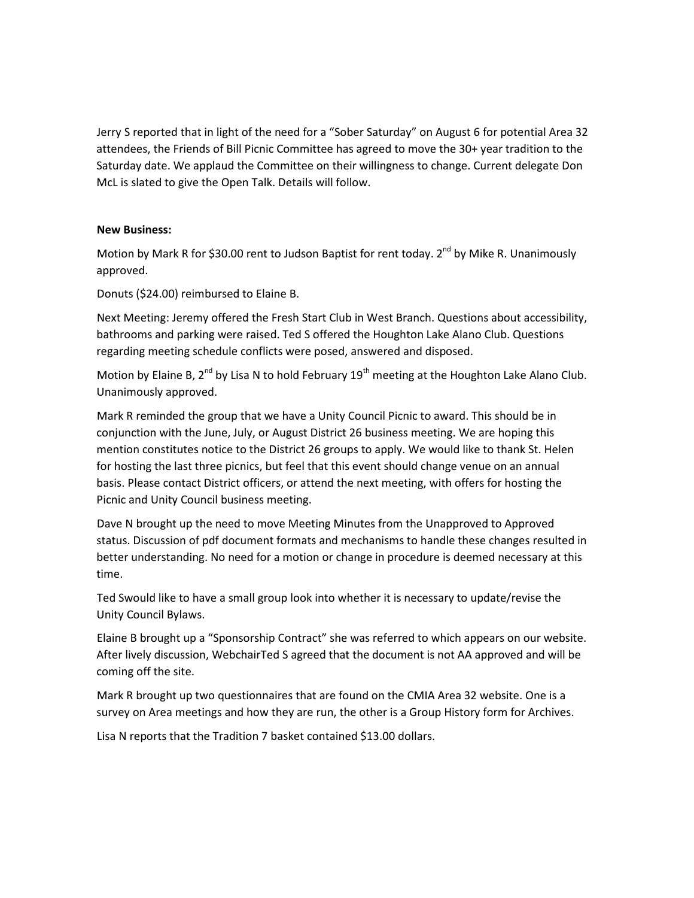Jerry S reported that in light of the need for a "Sober Saturday" on August 6 for potential Area 32 attendees, the Friends of Bill Picnic Committee has agreed to move the 30+ year tradition to the Saturday date. We applaud the Committee on their willingness to change. Current delegate Don McL is slated to give the Open Talk. Details will follow.

**New Business:**

Motion by Mark R for $30.00 rent to Judson Baptist for rent today. 2nd by Mike R. Unanimously approved.

Donuts ($24.00) reimbursed to Elaine B.

Next Meeting: Jeremy offered the Fresh Start Club in West Branch. Questions about accessibility, bathrooms and parking were raised. Ted S offered the Houghton Lake Alano Club. Questions regarding meeting schedule conflicts were posed, answered and disposed.

Motion by Elaine B, 2nd by Lisa N to hold February 19th meeting at the Houghton Lake Alano Club. Unanimously approved.

Mark R reminded the group that we have a Unity Council Picnic to award. This should be in conjunction with the June, July, or August District 26 business meeting. We are hoping this mention constitutes notice to the District 26 groups to apply. We would like to thank St. Helen for hosting the last three picnics, but feel that this event should change venue on an annual basis. Please contact District officers, or attend the next meeting, with offers for hosting the Picnic and Unity Council business meeting.

Dave N brought up the need to move Meeting Minutes from the Unapproved to Approved status. Discussion of pdf document formats and mechanisms to handle these changes resulted in better understanding. No need for a motion or change in procedure is deemed necessary at this time.

Ted Swould like to have a small group look into whether it is necessary to update/revise the Unity Council Bylaws.

Elaine B brought up a "Sponsorship Contract" she was referred to which appears on our website. After lively discussion, WebchairTed S agreed that the document is not AA approved and will be coming off the site.

Mark R brought up two questionnaires that are found on the CMIA Area 32 website. One is a survey on Area meetings and how they are run, the other is a Group History form for Archives.

Lisa N reports that the Tradition 7 basket contained $13.00 dollars.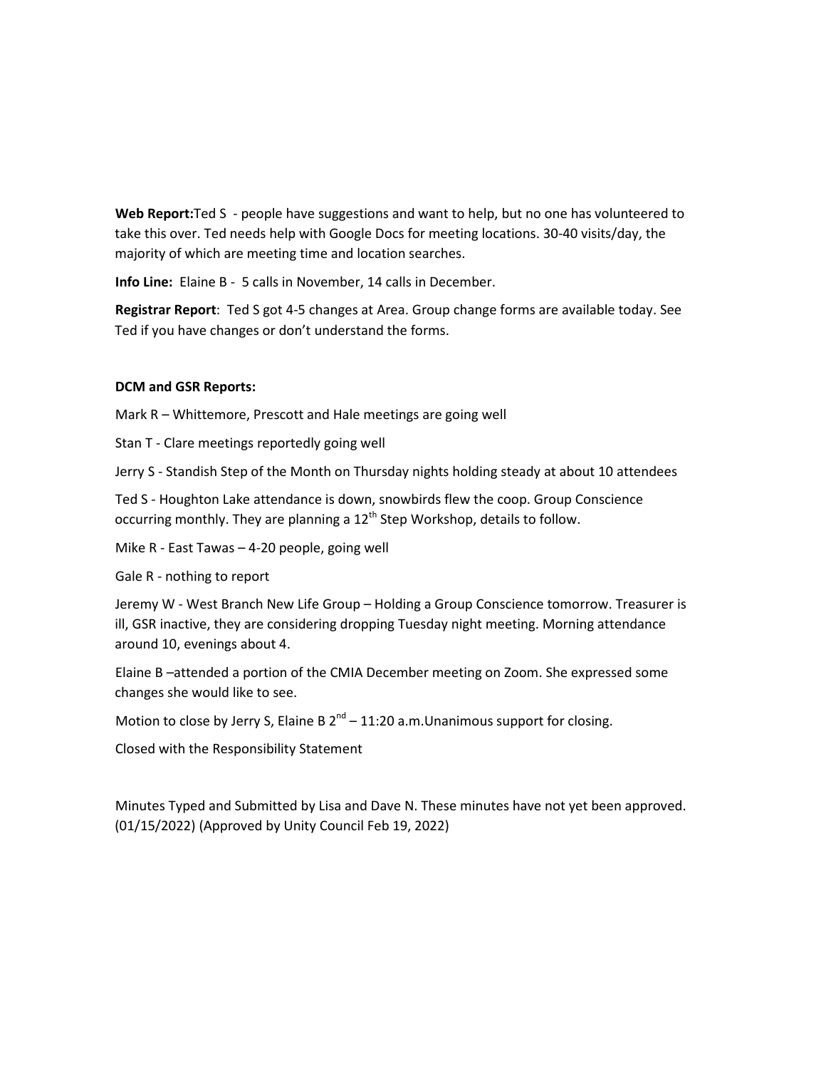**Web Report:** Ted S - people have suggestions and want to help, but no one has volunteered to take this over. Ted needs help with Google Docs for meeting locations. 30-40 visits/day, the majority of which are meeting time and location searches.

**Info Line:** Elaine B - 5 calls in November, 14 calls in December.

**Registrar Report**: Ted S got 4-5 changes at Area. Group change forms are available today. See Ted if you have changes or don't understand the forms.

**DCM and GSR Reports:**

Mark R – Whittemore, Prescott and Hale meetings are going well

Stan T - Clare meetings reportedly going well

Jerry S - Standish Step of the Month on Thursday nights holding steady at about 10 attendees

Ted S - Houghton Lake attendance is down, snowbirds flew the coop. Group Conscience occurring monthly. They are planning a 12th Step Workshop, details to follow.

Mike R - East Tawas – 4-20 people, going well

Gale R - nothing to report

Jeremy W - West Branch New Life Group – Holding a Group Conscience tomorrow. Treasurer is ill, GSR inactive, they are considering dropping Tuesday night meeting. Morning attendance around 10, evenings about 4.

Elaine B –attended a portion of the CMIA December meeting on Zoom. She expressed some changes she would like to see.

Motion to close by Jerry S, Elaine B 2nd – 11:20 a.m.Unanimous support for closing.

Closed with the Responsibility Statement

Minutes Typed and Submitted by Lisa and Dave N. These minutes have not yet been approved. (01/15/2022) (Approved by Unity Council Feb 19, 2022)